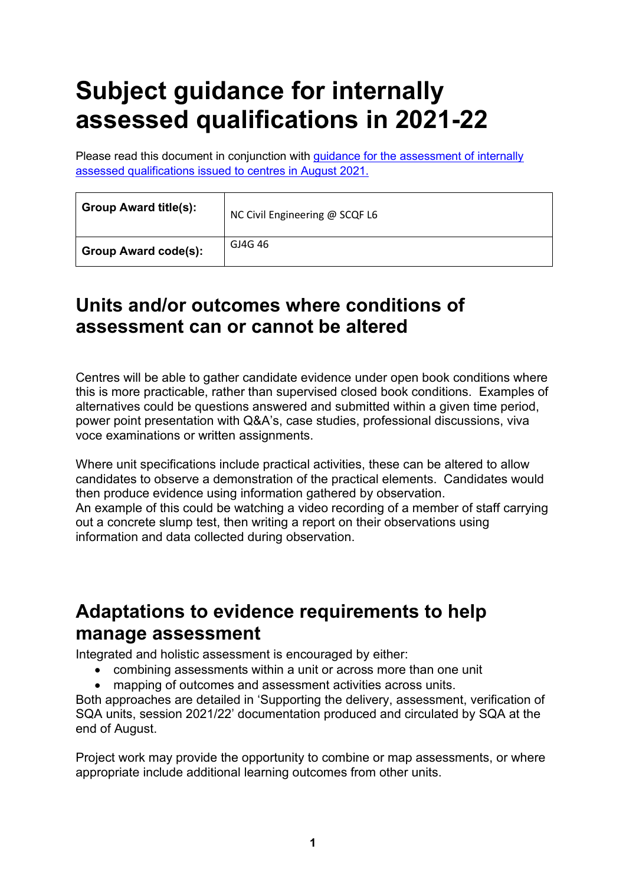# Subject guidance for internally assessed qualifications in 2021-22

Please read this document in conjunction with [guidance for the assessment of internally assessed qualifications issued to centres in August 2021.]()

| Group Award title(s): | NC Civil Engineering @ SCQF L6 |
|---|---|
| Group Award code(s): | GJ4G 46 |

## Units and/or outcomes where conditions of assessment can or cannot be altered

Centres will be able to gather candidate evidence under open book conditions where this is more practicable, rather than supervised closed book conditions. Examples of alternatives could be questions answered and submitted within a given time period, power point presentation with Q&A's, case studies, professional discussions, viva voce examinations or written assignments.

Where unit specifications include practical activities, these can be altered to allow candidates to observe a demonstration of the practical elements. Candidates would then produce evidence using information gathered by observation.
An example of this could be watching a video recording of a member of staff carrying out a concrete slump test, then writing a report on their observations using information and data collected during observation.

## Adaptations to evidence requirements to help manage assessment

Integrated and holistic assessment is encouraged by either:

- combining assessments within a unit or across more than one unit
- mapping of outcomes and assessment activities across units.

Both approaches are detailed in 'Supporting the delivery, assessment, verification of SQA units, session 2021/22' documentation produced and circulated by SQA at the end of August.

Project work may provide the opportunity to combine or map assessments, or where appropriate include additional learning outcomes from other units.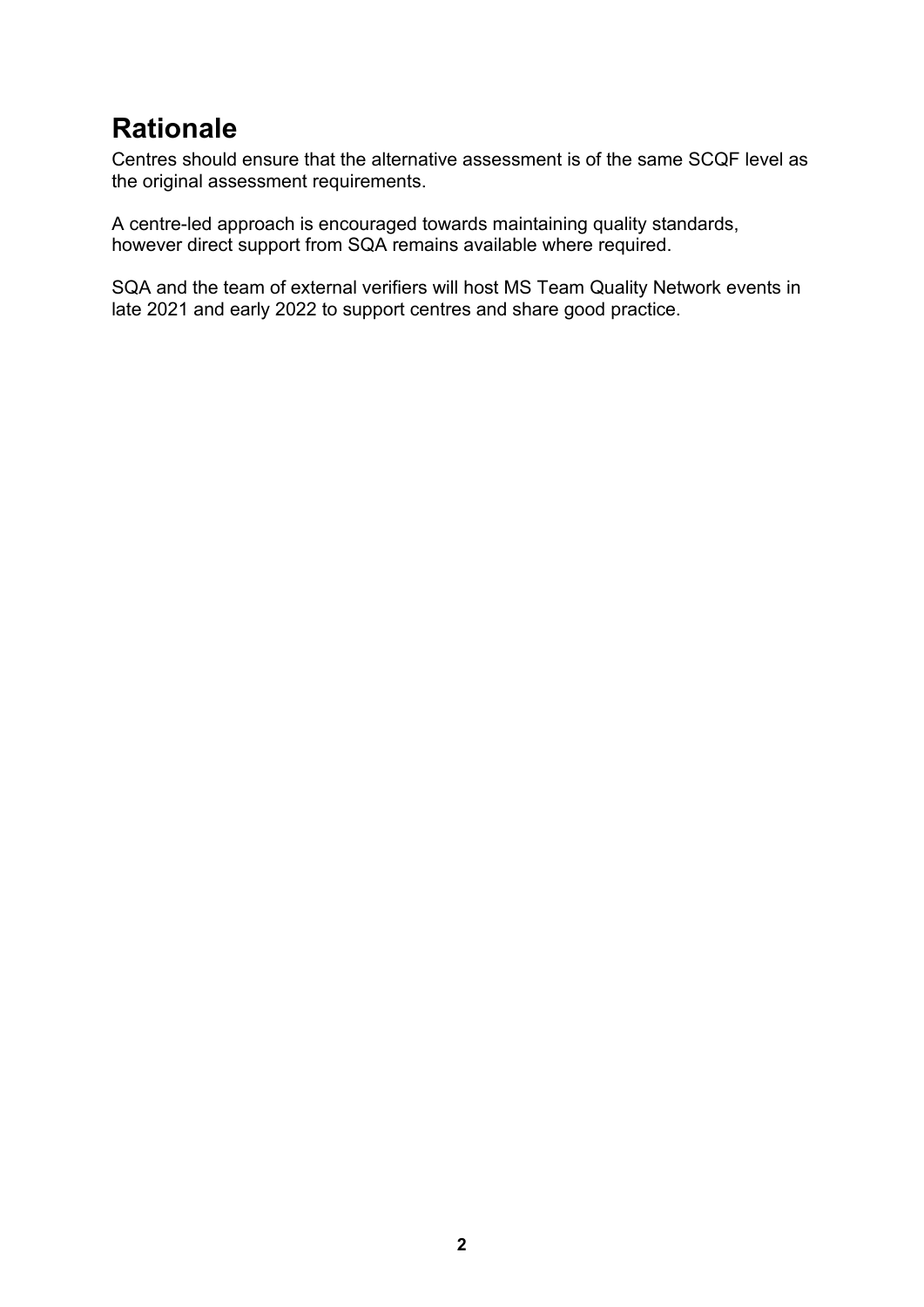## Rationale

Centres should ensure that the alternative assessment is of the same SCQF level as the original assessment requirements.

A centre-led approach is encouraged towards maintaining quality standards, however direct support from SQA remains available where required.

SQA and the team of external verifiers will host MS Team Quality Network events in late 2021 and early 2022 to support centres and share good practice.